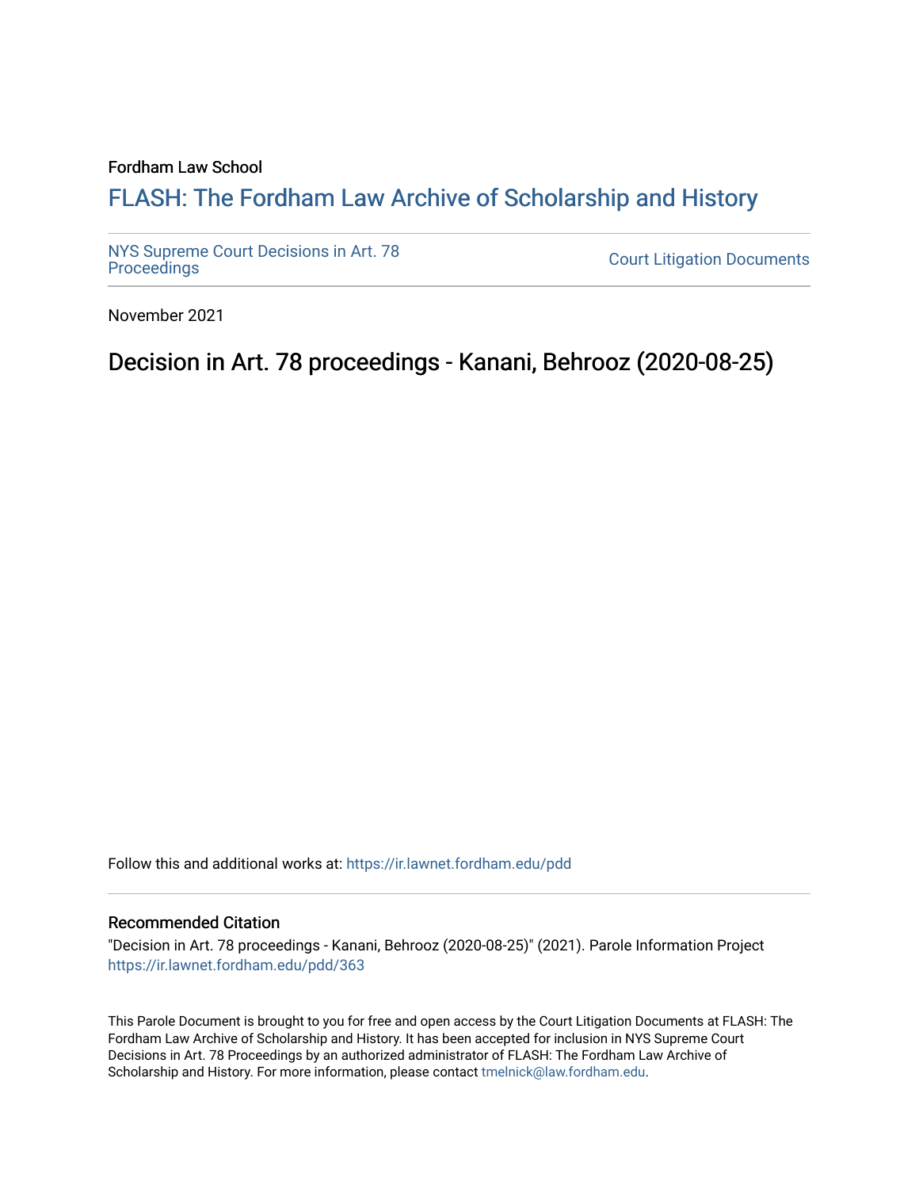Fordham Law School

# FLASH: The Fordham Law Archive of Scholarship and History

NYS Supreme Court Decisions in Art. 78 Proceedings

Court Litigation Documents

November 2021

## Decision in Art. 78 proceedings - Kanani, Behrooz (2020-08-25)

Follow this and additional works at: https://ir.lawnet.fordham.edu/pdd

### Recommended Citation

"Decision in Art. 78 proceedings - Kanani, Behrooz (2020-08-25)" (2021). Parole Information Project https://ir.lawnet.fordham.edu/pdd/363

This Parole Document is brought to you for free and open access by the Court Litigation Documents at FLASH: The Fordham Law Archive of Scholarship and History. It has been accepted for inclusion in NYS Supreme Court Decisions in Art. 78 Proceedings by an authorized administrator of FLASH: The Fordham Law Archive of Scholarship and History. For more information, please contact tmelnick@law.fordham.edu.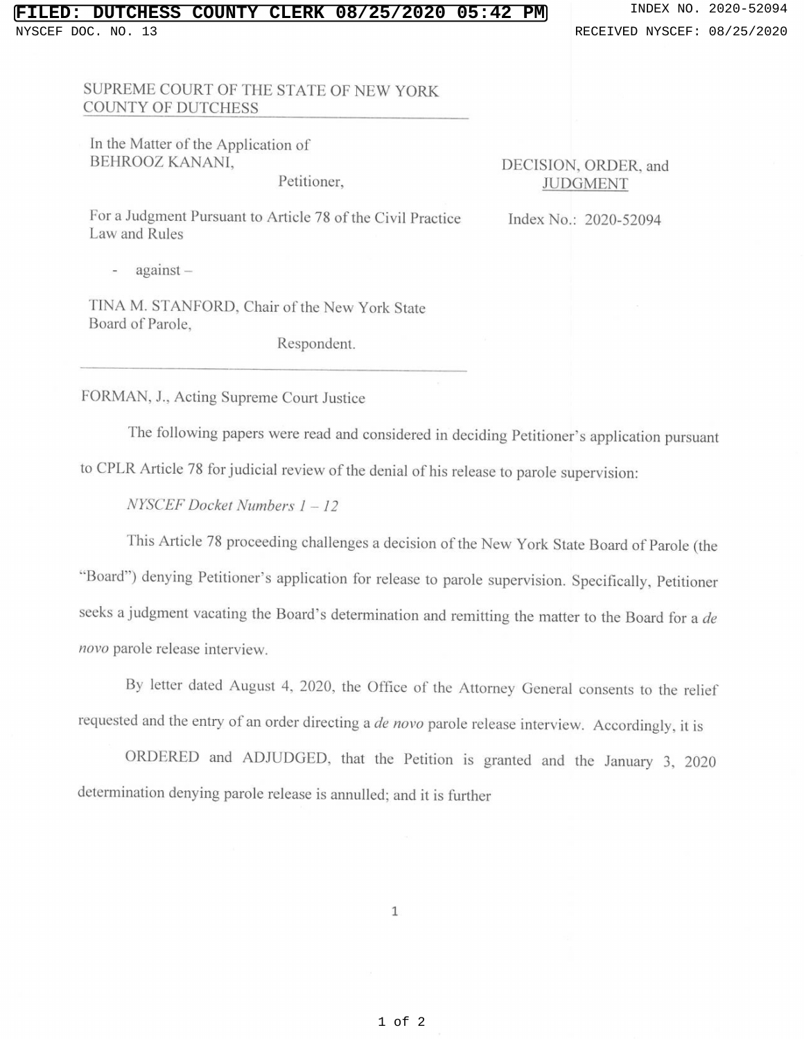SUPREME COURT OF THE STATE OF NEW YORK
COUNTY OF DUTCHESS

In the Matter of the Application of
BEHROOZ KANANI,

Petitioner,

For a Judgment Pursuant to Article 78 of the Civil Practice Law and Rules

- against –

TINA M. STANFORD, Chair of the New York State Board of Parole,

Respondent.

DECISION, ORDER, and JUDGMENT

Index No.: 2020-52094

FORMAN, J., Acting Supreme Court Justice

The following papers were read and considered in deciding Petitioner's application pursuant to CPLR Article 78 for judicial review of the denial of his release to parole supervision:

*NYSCEF Docket Numbers 1 – 12*

This Article 78 proceeding challenges a decision of the New York State Board of Parole (the "Board") denying Petitioner's application for release to parole supervision. Specifically, Petitioner seeks a judgment vacating the Board's determination and remitting the matter to the Board for a *de novo* parole release interview.

By letter dated August 4, 2020, the Office of the Attorney General consents to the relief requested and the entry of an order directing a *de novo* parole release interview. Accordingly, it is

ORDERED and ADJUDGED, that the Petition is granted and the January 3, 2020 determination denying parole release is annulled; and it is further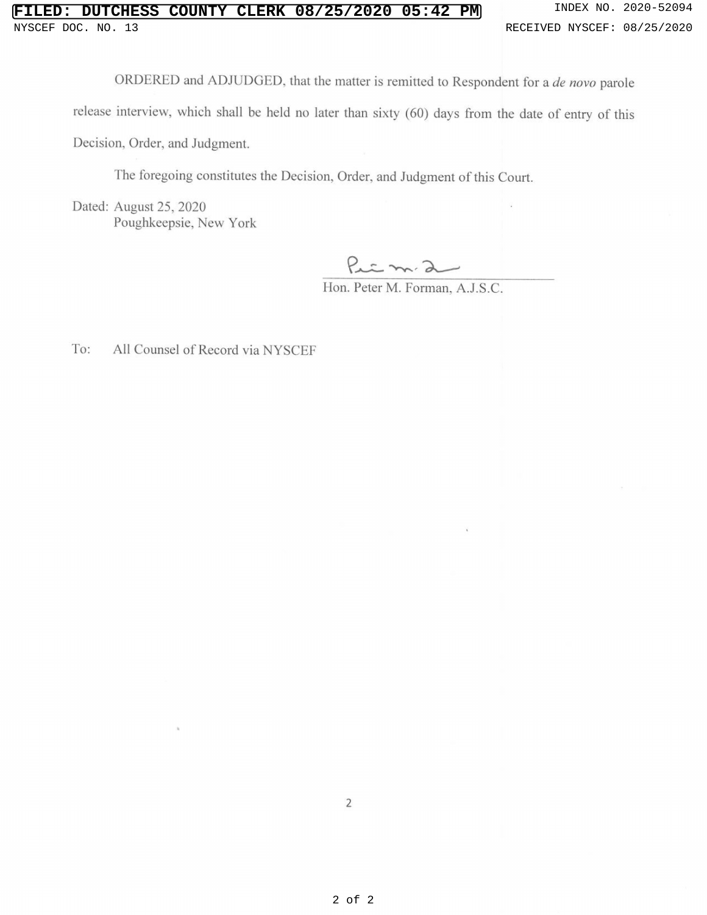ORDERED and ADJUDGED, that the matter is remitted to Respondent for a *de novo* parole release interview, which shall be held no later than sixty (60) days from the date of entry of this Decision, Order, and Judgment.

The foregoing constitutes the Decision, Order, and Judgment of this Court.

Dated: August 25, 2020
Poughkeepsie, New York

Hon. Peter M. Forman, A.J.S.C.

To: All Counsel of Record via NYSCEF